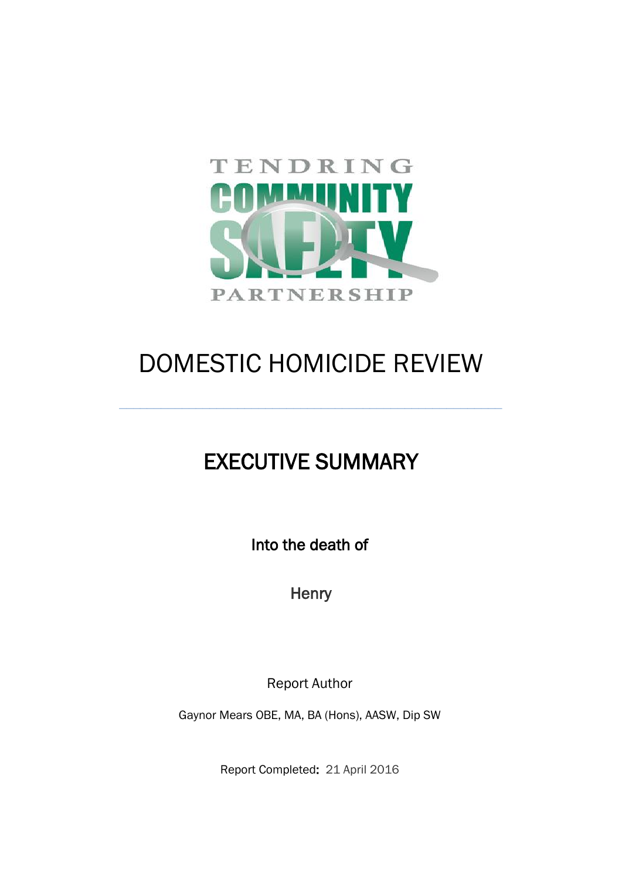TENDRING COMMUNITY SAFETY PARTNERSHIP

# DOMESTIC HOMICIDE REVIEW

---

## EXECUTIVE SUMMARY

**Into the death of**

**Henry**

Report Author

Gaynor Mears OBE, MA, BA (Hons), AASW, Dip SW

Report Completed**:** 21 April 2016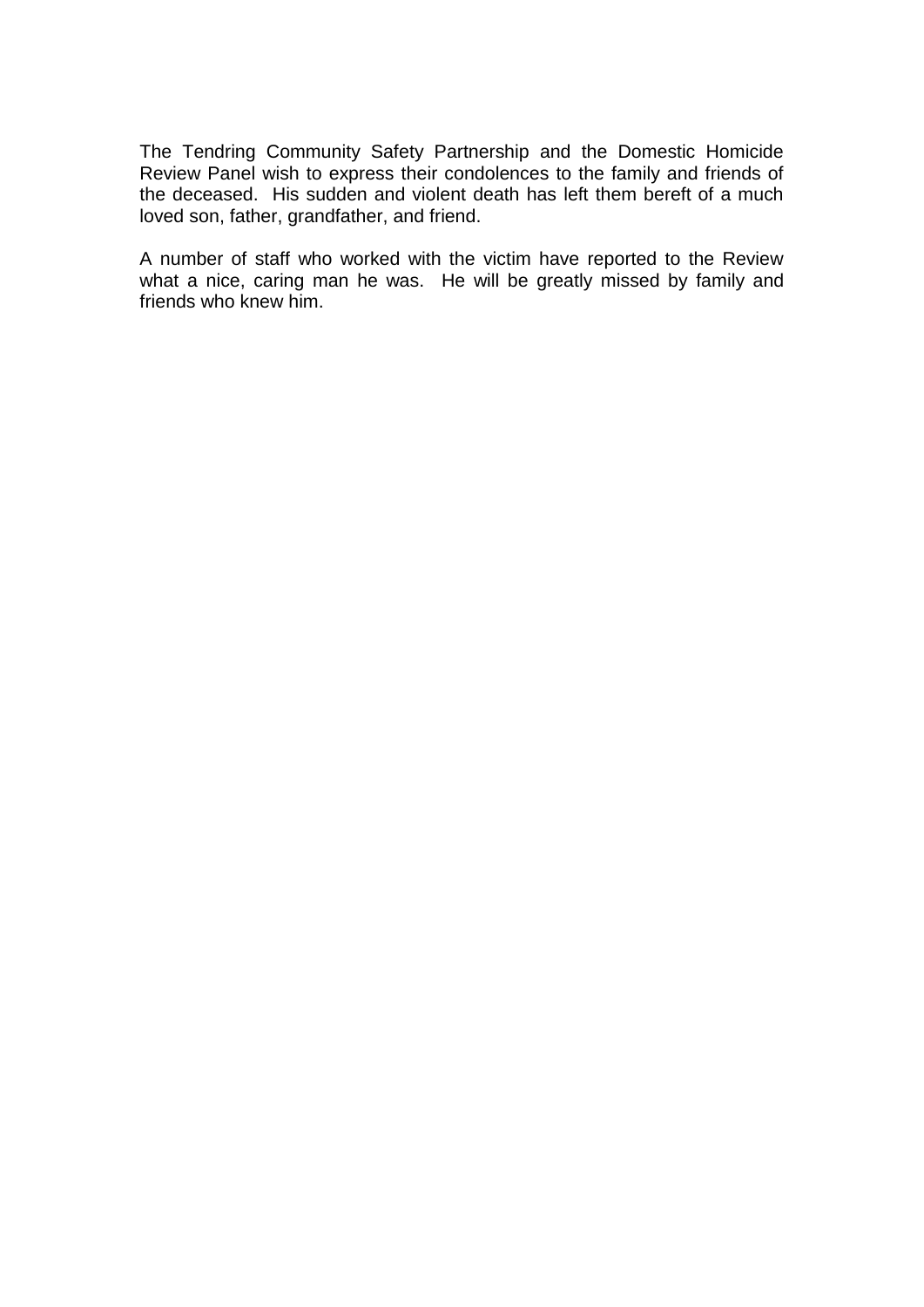The Tendring Community Safety Partnership and the Domestic Homicide Review Panel wish to express their condolences to the family and friends of the deceased. His sudden and violent death has left them bereft of a much loved son, father, grandfather, and friend.

A number of staff who worked with the victim have reported to the Review what a nice, caring man he was. He will be greatly missed by family and friends who knew him.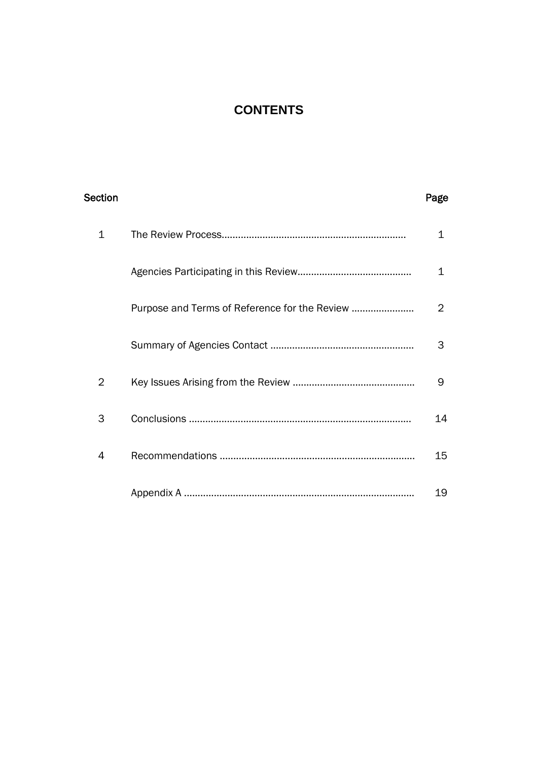# CONTENTS

| Section | | Page |
|---|---|---|
| 1 | The Review Process | 1 |
| | Agencies Participating in this Review | 1 |
| | Purpose and Terms of Reference for the Review | 2 |
| | Summary of Agencies Contact | 3 |
| 2 | Key Issues Arising from the Review | 9 |
| 3 | Conclusions | 14 |
| 4 | Recommendations | 15 |
| | Appendix A | 19 |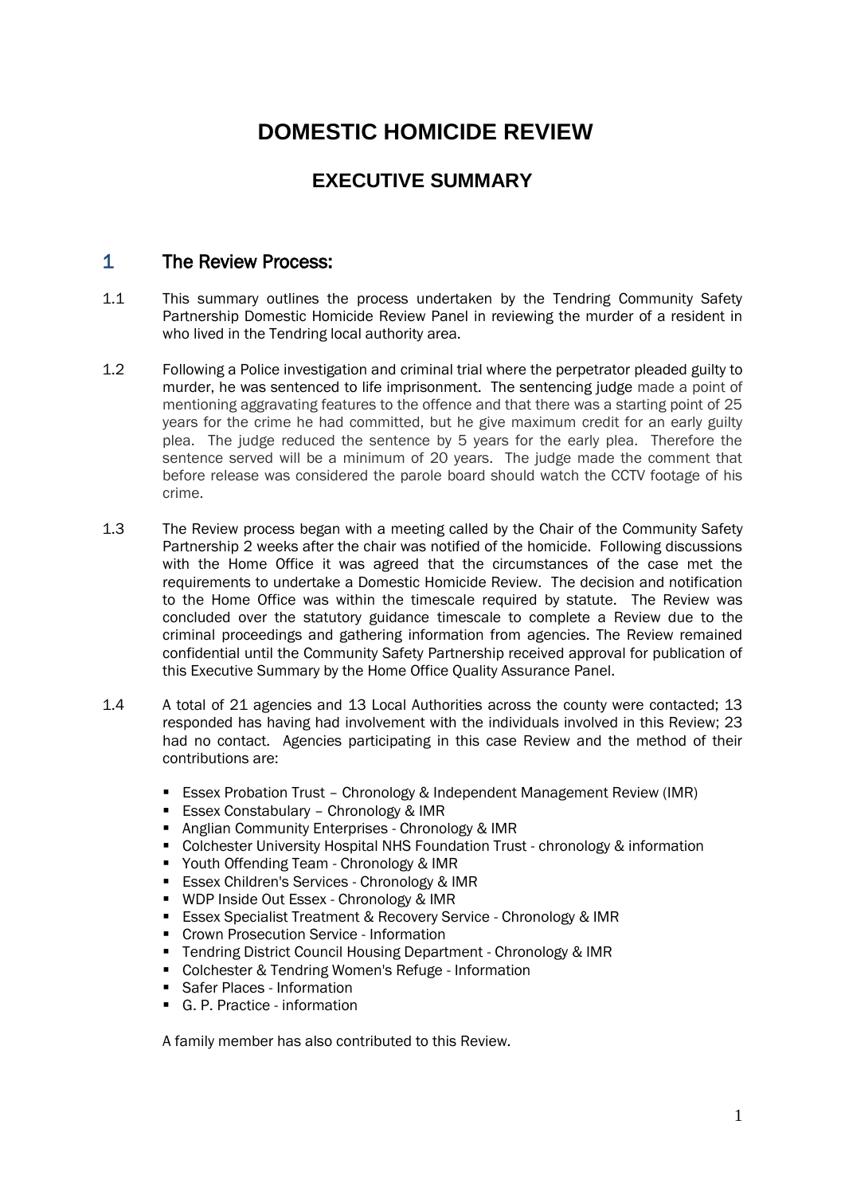# DOMESTIC HOMICIDE REVIEW

## EXECUTIVE SUMMARY

### 1 The Review Process:

1.1 This summary outlines the process undertaken by the Tendring Community Safety Partnership Domestic Homicide Review Panel in reviewing the murder of a resident in who lived in the Tendring local authority area.

1.2 Following a Police investigation and criminal trial where the perpetrator pleaded guilty to murder, he was sentenced to life imprisonment. The sentencing judge made a point of mentioning aggravating features to the offence and that there was a starting point of 25 years for the crime he had committed, but he give maximum credit for an early guilty plea. The judge reduced the sentence by 5 years for the early plea. Therefore the sentence served will be a minimum of 20 years. The judge made the comment that before release was considered the parole board should watch the CCTV footage of his crime.

1.3 The Review process began with a meeting called by the Chair of the Community Safety Partnership 2 weeks after the chair was notified of the homicide. Following discussions with the Home Office it was agreed that the circumstances of the case met the requirements to undertake a Domestic Homicide Review. The decision and notification to the Home Office was within the timescale required by statute. The Review was concluded over the statutory guidance timescale to complete a Review due to the criminal proceedings and gathering information from agencies. The Review remained confidential until the Community Safety Partnership received approval for publication of this Executive Summary by the Home Office Quality Assurance Panel.

1.4 A total of 21 agencies and 13 Local Authorities across the county were contacted; 13 responded has having had involvement with the individuals involved in this Review; 23 had no contact. Agencies participating in this case Review and the method of their contributions are:

- Essex Probation Trust – Chronology & Independent Management Review (IMR)
- Essex Constabulary – Chronology & IMR
- Anglian Community Enterprises - Chronology & IMR
- Colchester University Hospital NHS Foundation Trust - chronology & information
- Youth Offending Team - Chronology & IMR
- Essex Children's Services - Chronology & IMR
- WDP Inside Out Essex - Chronology & IMR
- Essex Specialist Treatment & Recovery Service - Chronology & IMR
- Crown Prosecution Service - Information
- Tendring District Council Housing Department - Chronology & IMR
- Colchester & Tendring Women's Refuge - Information
- Safer Places - Information
- G. P. Practice - information

A family member has also contributed to this Review.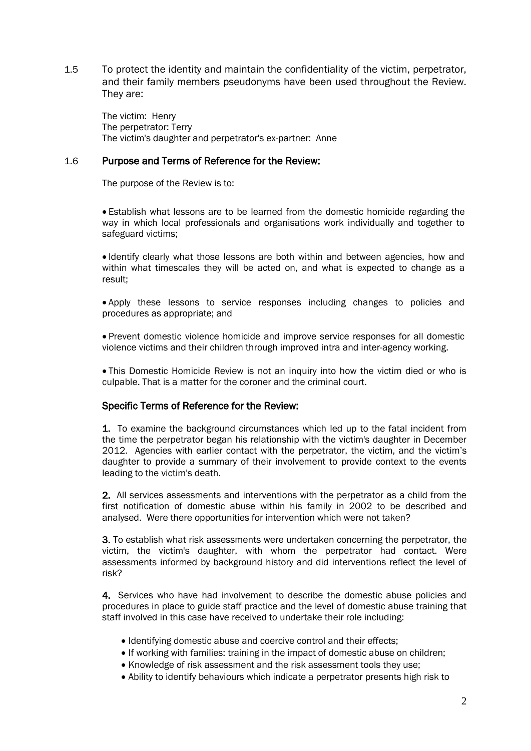1.5 To protect the identity and maintain the confidentiality of the victim, perpetrator, and their family members pseudonyms have been used throughout the Review. They are:

The victim: Henry
The perpetrator: Terry
The victim's daughter and perpetrator's ex-partner: Anne

### 1.6 Purpose and Terms of Reference for the Review:

The purpose of the Review is to:

- Establish what lessons are to be learned from the domestic homicide regarding the way in which local professionals and organisations work individually and together to safeguard victims;

- Identify clearly what those lessons are both within and between agencies, how and within what timescales they will be acted on, and what is expected to change as a result;

- Apply these lessons to service responses including changes to policies and procedures as appropriate; and

- Prevent domestic violence homicide and improve service responses for all domestic violence victims and their children through improved intra and inter-agency working.

- This Domestic Homicide Review is not an inquiry into how the victim died or who is culpable. That is a matter for the coroner and the criminal court.

### Specific Terms of Reference for the Review:

**1.** To examine the background circumstances which led up to the fatal incident from the time the perpetrator began his relationship with the victim's daughter in December 2012. Agencies with earlier contact with the perpetrator, the victim, and the victim's daughter to provide a summary of their involvement to provide context to the events leading to the victim's death.

**2.** All services assessments and interventions with the perpetrator as a child from the first notification of domestic abuse within his family in 2002 to be described and analysed. Were there opportunities for intervention which were not taken?

**3.** To establish what risk assessments were undertaken concerning the perpetrator, the victim, the victim's daughter, with whom the perpetrator had contact. Were assessments informed by background history and did interventions reflect the level of risk?

**4.** Services who have had involvement to describe the domestic abuse policies and procedures in place to guide staff practice and the level of domestic abuse training that staff involved in this case have received to undertake their role including:

- Identifying domestic abuse and coercive control and their effects;
- If working with families: training in the impact of domestic abuse on children;
- Knowledge of risk assessment and the risk assessment tools they use;
- Ability to identify behaviours which indicate a perpetrator presents high risk to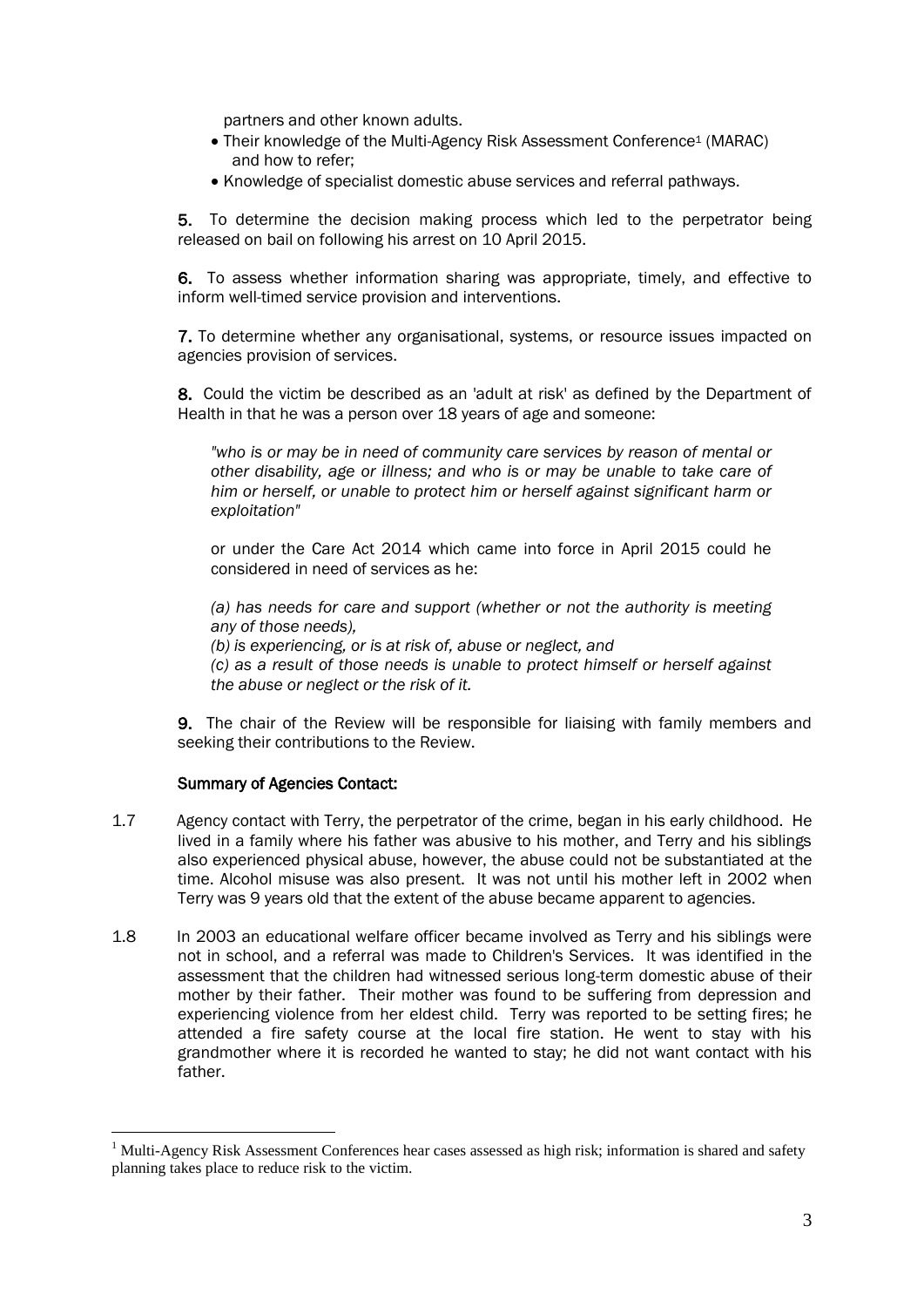partners and other known adults.

- Their knowledge of the Multi-Agency Risk Assessment Conference[1] (MARAC) and how to refer;
- Knowledge of specialist domestic abuse services and referral pathways.

**5.** To determine the decision making process which led to the perpetrator being released on bail on following his arrest on 10 April 2015.

**6.** To assess whether information sharing was appropriate, timely, and effective to inform well-timed service provision and interventions.

**7.** To determine whether any organisational, systems, or resource issues impacted on agencies provision of services.

**8.** Could the victim be described as an 'adult at risk' as defined by the Department of Health in that he was a person over 18 years of age and someone:

> *"who is or may be in need of community care services by reason of mental or other disability, age or illness; and who is or may be unable to take care of him or herself, or unable to protect him or herself against significant harm or exploitation"*

> or under the Care Act 2014 which came into force in April 2015 could he considered in need of services as he:

> *(a) has needs for care and support (whether or not the authority is meeting any of those needs),*
> *(b) is experiencing, or is at risk of, abuse or neglect, and*
> *(c) as a result of those needs is unable to protect himself or herself against the abuse or neglect or the risk of it.*

**9.** The chair of the Review will be responsible for liaising with family members and seeking their contributions to the Review.

**Summary of Agencies Contact:**

1.7 Agency contact with Terry, the perpetrator of the crime, began in his early childhood. He lived in a family where his father was abusive to his mother, and Terry and his siblings also experienced physical abuse, however, the abuse could not be substantiated at the time. Alcohol misuse was also present. It was not until his mother left in 2002 when Terry was 9 years old that the extent of the abuse became apparent to agencies.

1.8 In 2003 an educational welfare officer became involved as Terry and his siblings were not in school, and a referral was made to Children's Services. It was identified in the assessment that the children had witnessed serious long-term domestic abuse of their mother by their father. Their mother was found to be suffering from depression and experiencing violence from her eldest child. Terry was reported to be setting fires; he attended a fire safety course at the local fire station. He went to stay with his grandmother where it is recorded he wanted to stay; he did not want contact with his father.

[1] Multi-Agency Risk Assessment Conferences hear cases assessed as high risk; information is shared and safety planning takes place to reduce risk to the victim.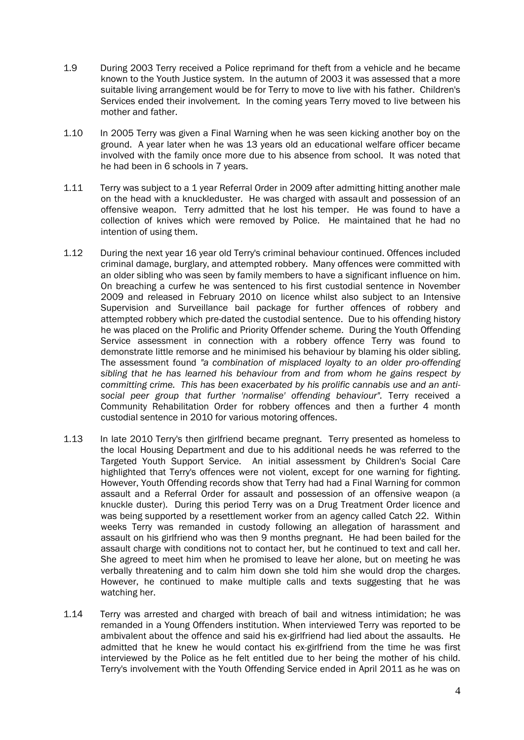1.9 During 2003 Terry received a Police reprimand for theft from a vehicle and he became known to the Youth Justice system. In the autumn of 2003 it was assessed that a more suitable living arrangement would be for Terry to move to live with his father. Children's Services ended their involvement. In the coming years Terry moved to live between his mother and father.

1.10 In 2005 Terry was given a Final Warning when he was seen kicking another boy on the ground. A year later when he was 13 years old an educational welfare officer became involved with the family once more due to his absence from school. It was noted that he had been in 6 schools in 7 years.

1.11 Terry was subject to a 1 year Referral Order in 2009 after admitting hitting another male on the head with a knuckleduster. He was charged with assault and possession of an offensive weapon. Terry admitted that he lost his temper. He was found to have a collection of knives which were removed by Police. He maintained that he had no intention of using them.

1.12 During the next year 16 year old Terry's criminal behaviour continued. Offences included criminal damage, burglary, and attempted robbery. Many offences were committed with an older sibling who was seen by family members to have a significant influence on him. On breaching a curfew he was sentenced to his first custodial sentence in November 2009 and released in February 2010 on licence whilst also subject to an Intensive Supervision and Surveillance bail package for further offences of robbery and attempted robbery which pre-dated the custodial sentence. Due to his offending history he was placed on the Prolific and Priority Offender scheme. During the Youth Offending Service assessment in connection with a robbery offence Terry was found to demonstrate little remorse and he minimised his behaviour by blaming his older sibling. The assessment found *"a combination of misplaced loyalty to an older pro-offending sibling that he has learned his behaviour from and from whom he gains respect by committing crime. This has been exacerbated by his prolific cannabis use and an anti-social peer group that further 'normalise' offending behaviour"*. Terry received a Community Rehabilitation Order for robbery offences and then a further 4 month custodial sentence in 2010 for various motoring offences.

1.13 In late 2010 Terry's then girlfriend became pregnant. Terry presented as homeless to the local Housing Department and due to his additional needs he was referred to the Targeted Youth Support Service. An initial assessment by Children's Social Care highlighted that Terry's offences were not violent, except for one warning for fighting. However, Youth Offending records show that Terry had had a Final Warning for common assault and a Referral Order for assault and possession of an offensive weapon (a knuckle duster). During this period Terry was on a Drug Treatment Order licence and was being supported by a resettlement worker from an agency called Catch 22. Within weeks Terry was remanded in custody following an allegation of harassment and assault on his girlfriend who was then 9 months pregnant. He had been bailed for the assault charge with conditions not to contact her, but he continued to text and call her. She agreed to meet him when he promised to leave her alone, but on meeting he was verbally threatening and to calm him down she told him she would drop the charges. However, he continued to make multiple calls and texts suggesting that he was watching her.

1.14 Terry was arrested and charged with breach of bail and witness intimidation; he was remanded in a Young Offenders institution. When interviewed Terry was reported to be ambivalent about the offence and said his ex-girlfriend had lied about the assaults. He admitted that he knew he would contact his ex-girlfriend from the time he was first interviewed by the Police as he felt entitled due to her being the mother of his child. Terry's involvement with the Youth Offending Service ended in April 2011 as he was on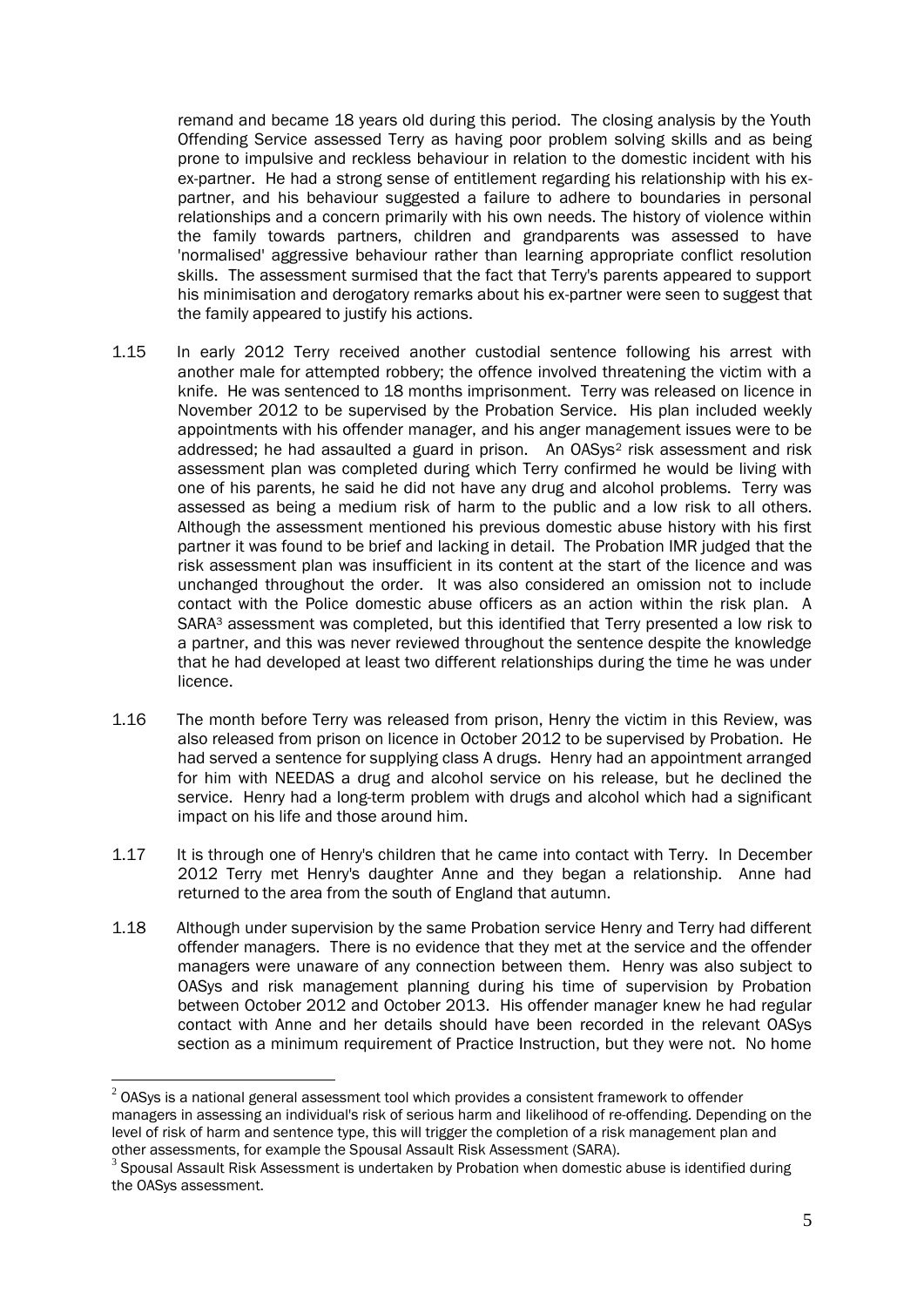remand and became 18 years old during this period. The closing analysis by the Youth Offending Service assessed Terry as having poor problem solving skills and as being prone to impulsive and reckless behaviour in relation to the domestic incident with his ex-partner. He had a strong sense of entitlement regarding his relationship with his ex-partner, and his behaviour suggested a failure to adhere to boundaries in personal relationships and a concern primarily with his own needs. The history of violence within the family towards partners, children and grandparents was assessed to have 'normalised' aggressive behaviour rather than learning appropriate conflict resolution skills. The assessment surmised that the fact that Terry's parents appeared to support his minimisation and derogatory remarks about his ex-partner were seen to suggest that the family appeared to justify his actions.

1.15 In early 2012 Terry received another custodial sentence following his arrest with another male for attempted robbery; the offence involved threatening the victim with a knife. He was sentenced to 18 months imprisonment. Terry was released on licence in November 2012 to be supervised by the Probation Service. His plan included weekly appointments with his offender manager, and his anger management issues were to be addressed; he had assaulted a guard in prison. An OASys[2] risk assessment and risk assessment plan was completed during which Terry confirmed he would be living with one of his parents, he said he did not have any drug and alcohol problems. Terry was assessed as being a medium risk of harm to the public and a low risk to all others. Although the assessment mentioned his previous domestic abuse history with his first partner it was found to be brief and lacking in detail. The Probation IMR judged that the risk assessment plan was insufficient in its content at the start of the licence and was unchanged throughout the order. It was also considered an omission not to include contact with the Police domestic abuse officers as an action within the risk plan. A SARA[3] assessment was completed, but this identified that Terry presented a low risk to a partner, and this was never reviewed throughout the sentence despite the knowledge that he had developed at least two different relationships during the time he was under licence.

1.16 The month before Terry was released from prison, Henry the victim in this Review, was also released from prison on licence in October 2012 to be supervised by Probation. He had served a sentence for supplying class A drugs. Henry had an appointment arranged for him with NEEDAS a drug and alcohol service on his release, but he declined the service. Henry had a long-term problem with drugs and alcohol which had a significant impact on his life and those around him.

1.17 It is through one of Henry's children that he came into contact with Terry. In December 2012 Terry met Henry's daughter Anne and they began a relationship. Anne had returned to the area from the south of England that autumn.

1.18 Although under supervision by the same Probation service Henry and Terry had different offender managers. There is no evidence that they met at the service and the offender managers were unaware of any connection between them. Henry was also subject to OASys and risk management planning during his time of supervision by Probation between October 2012 and October 2013. His offender manager knew he had regular contact with Anne and her details should have been recorded in the relevant OASys section as a minimum requirement of Practice Instruction, but they were not. No home

---

[2] OASys is a national general assessment tool which provides a consistent framework to offender managers in assessing an individual's risk of serious harm and likelihood of re-offending. Depending on the level of risk of harm and sentence type, this will trigger the completion of a risk management plan and other assessments, for example the Spousal Assault Risk Assessment (SARA).

[3] Spousal Assault Risk Assessment is undertaken by Probation when domestic abuse is identified during the OASys assessment.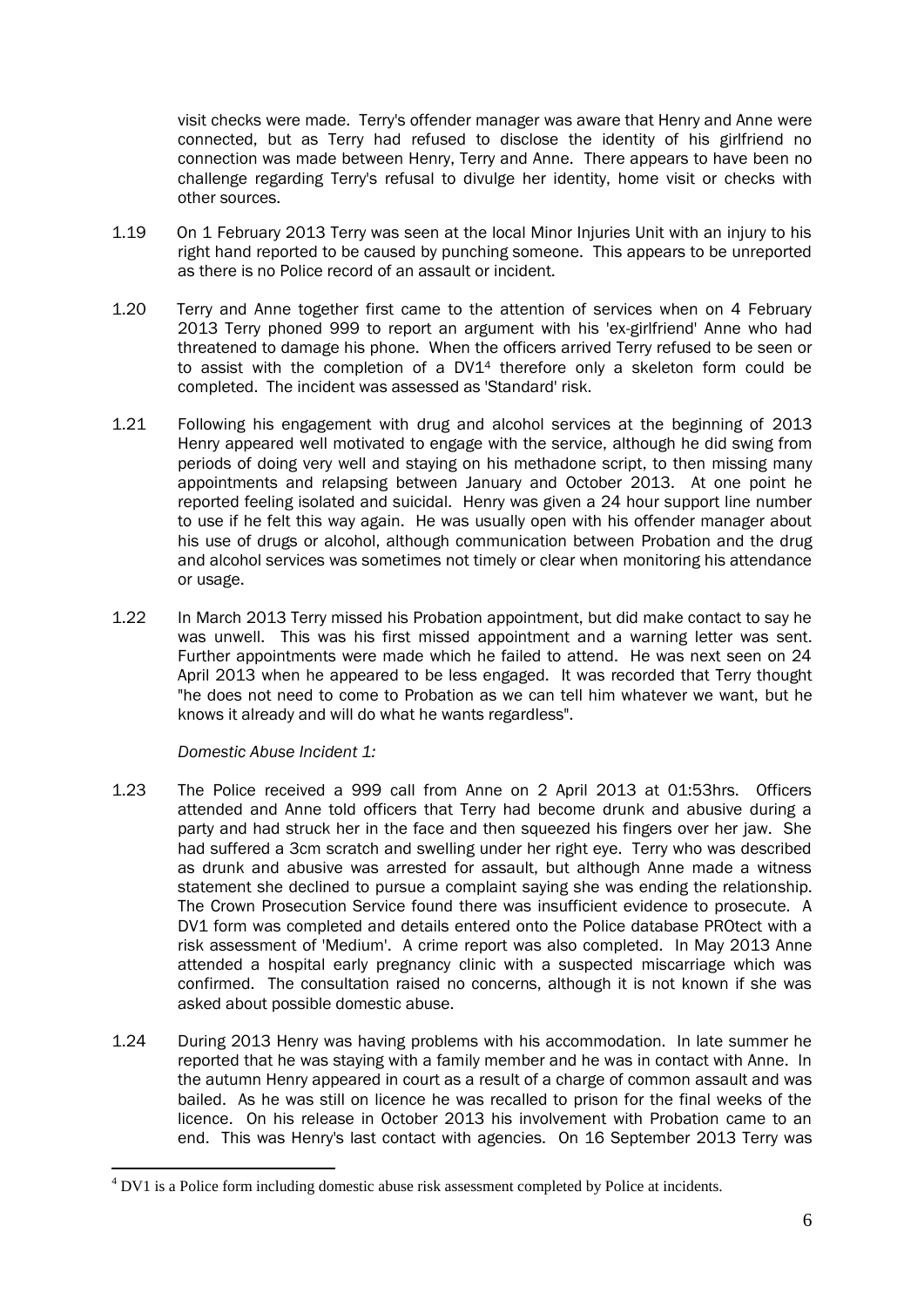visit checks were made. Terry's offender manager was aware that Henry and Anne were connected, but as Terry had refused to disclose the identity of his girlfriend no connection was made between Henry, Terry and Anne. There appears to have been no challenge regarding Terry's refusal to divulge her identity, home visit or checks with other sources.

1.19 On 1 February 2013 Terry was seen at the local Minor Injuries Unit with an injury to his right hand reported to be caused by punching someone. This appears to be unreported as there is no Police record of an assault or incident.

1.20 Terry and Anne together first came to the attention of services when on 4 February 2013 Terry phoned 999 to report an argument with his 'ex-girlfriend' Anne who had threatened to damage his phone. When the officers arrived Terry refused to be seen or to assist with the completion of a DV1[4] therefore only a skeleton form could be completed. The incident was assessed as 'Standard' risk.

1.21 Following his engagement with drug and alcohol services at the beginning of 2013 Henry appeared well motivated to engage with the service, although he did swing from periods of doing very well and staying on his methadone script, to then missing many appointments and relapsing between January and October 2013. At one point he reported feeling isolated and suicidal. Henry was given a 24 hour support line number to use if he felt this way again. He was usually open with his offender manager about his use of drugs or alcohol, although communication between Probation and the drug and alcohol services was sometimes not timely or clear when monitoring his attendance or usage.

1.22 In March 2013 Terry missed his Probation appointment, but did make contact to say he was unwell. This was his first missed appointment and a warning letter was sent. Further appointments were made which he failed to attend. He was next seen on 24 April 2013 when he appeared to be less engaged. It was recorded that Terry thought "he does not need to come to Probation as we can tell him whatever we want, but he knows it already and will do what he wants regardless".

*Domestic Abuse Incident 1:*

1.23 The Police received a 999 call from Anne on 2 April 2013 at 01:53hrs. Officers attended and Anne told officers that Terry had become drunk and abusive during a party and had struck her in the face and then squeezed his fingers over her jaw. She had suffered a 3cm scratch and swelling under her right eye. Terry who was described as drunk and abusive was arrested for assault, but although Anne made a witness statement she declined to pursue a complaint saying she was ending the relationship. The Crown Prosecution Service found there was insufficient evidence to prosecute. A DV1 form was completed and details entered onto the Police database PROtect with a risk assessment of 'Medium'. A crime report was also completed. In May 2013 Anne attended a hospital early pregnancy clinic with a suspected miscarriage which was confirmed. The consultation raised no concerns, although it is not known if she was asked about possible domestic abuse.

1.24 During 2013 Henry was having problems with his accommodation. In late summer he reported that he was staying with a family member and he was in contact with Anne. In the autumn Henry appeared in court as a result of a charge of common assault and was bailed. As he was still on licence he was recalled to prison for the final weeks of the licence. On his release in October 2013 his involvement with Probation came to an end. This was Henry's last contact with agencies. On 16 September 2013 Terry was

---

[4] DV1 is a Police form including domestic abuse risk assessment completed by Police at incidents.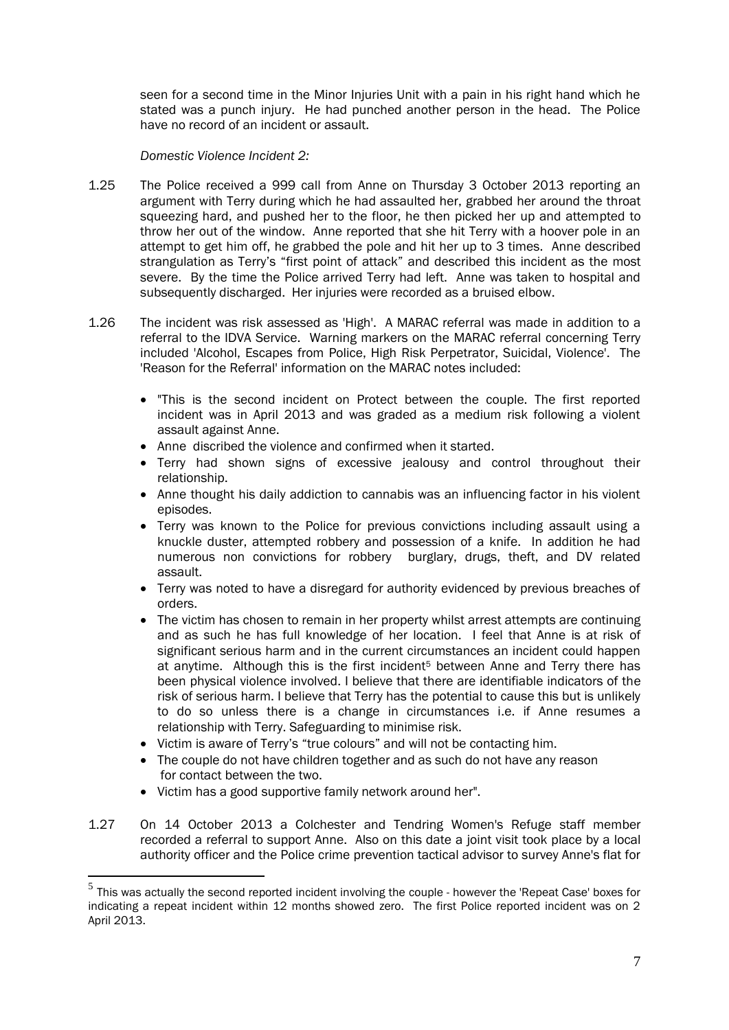seen for a second time in the Minor Injuries Unit with a pain in his right hand which he stated was a punch injury. He had punched another person in the head. The Police have no record of an incident or assault.

*Domestic Violence Incident 2:*

1.25 The Police received a 999 call from Anne on Thursday 3 October 2013 reporting an argument with Terry during which he had assaulted her, grabbed her around the throat squeezing hard, and pushed her to the floor, he then picked her up and attempted to throw her out of the window. Anne reported that she hit Terry with a hoover pole in an attempt to get him off, he grabbed the pole and hit her up to 3 times. Anne described strangulation as Terry's "first point of attack" and described this incident as the most severe. By the time the Police arrived Terry had left. Anne was taken to hospital and subsequently discharged. Her injuries were recorded as a bruised elbow.

1.26 The incident was risk assessed as 'High'. A MARAC referral was made in addition to a referral to the IDVA Service. Warning markers on the MARAC referral concerning Terry included 'Alcohol, Escapes from Police, High Risk Perpetrator, Suicidal, Violence'. The 'Reason for the Referral' information on the MARAC notes included:

- "This is the second incident on Protect between the couple. The first reported incident was in April 2013 and was graded as a medium risk following a violent assault against Anne.
- Anne discribed the violence and confirmed when it started.
- Terry had shown signs of excessive jealousy and control throughout their relationship.
- Anne thought his daily addiction to cannabis was an influencing factor in his violent episodes.
- Terry was known to the Police for previous convictions including assault using a knuckle duster, attempted robbery and possession of a knife. In addition he had numerous non convictions for robbery burglary, drugs, theft, and DV related assault.
- Terry was noted to have a disregard for authority evidenced by previous breaches of orders.
- The victim has chosen to remain in her property whilst arrest attempts are continuing and as such he has full knowledge of her location. I feel that Anne is at risk of significant serious harm and in the current circumstances an incident could happen at anytime. Although this is the first incident[5] between Anne and Terry there has been physical violence involved. I believe that there are identifiable indicators of the risk of serious harm. I believe that Terry has the potential to cause this but is unlikely to do so unless there is a change in circumstances i.e. if Anne resumes a relationship with Terry. Safeguarding to minimise risk.
- Victim is aware of Terry's "true colours" and will not be contacting him.
- The couple do not have children together and as such do not have any reason for contact between the two.
- Victim has a good supportive family network around her".

1.27 On 14 October 2013 a Colchester and Tendring Women's Refuge staff member recorded a referral to support Anne. Also on this date a joint visit took place by a local authority officer and the Police crime prevention tactical advisor to survey Anne's flat for

[5] This was actually the second reported incident involving the couple - however the 'Repeat Case' boxes for indicating a repeat incident within 12 months showed zero. The first Police reported incident was on 2 April 2013.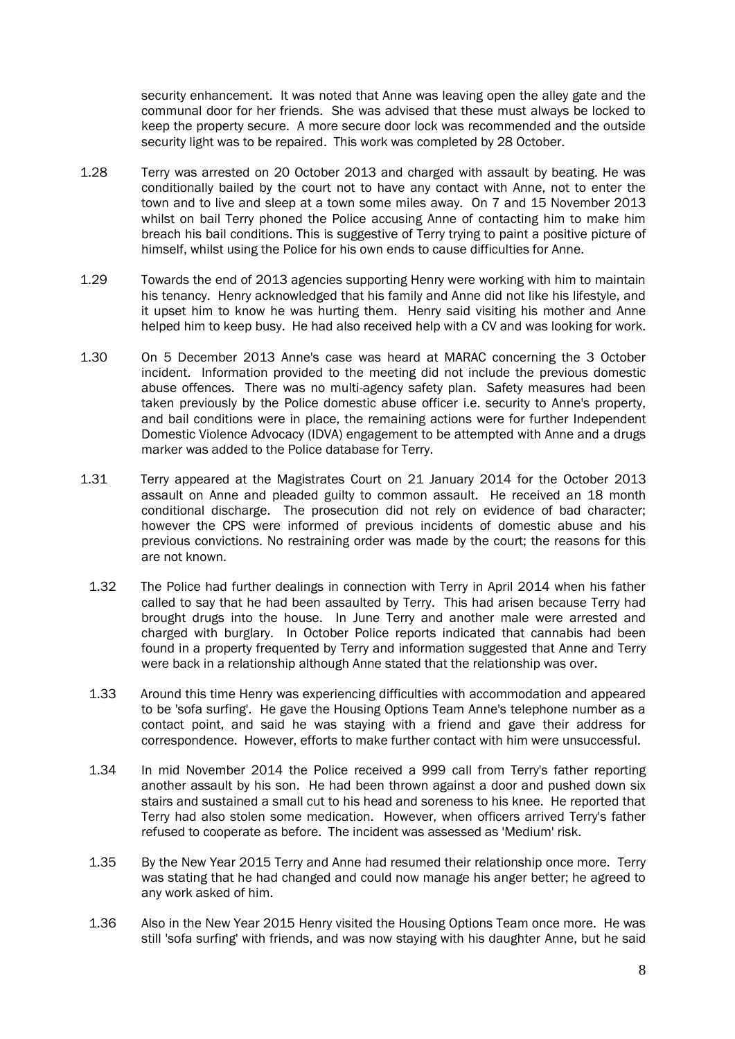security enhancement. It was noted that Anne was leaving open the alley gate and the communal door for her friends. She was advised that these must always be locked to keep the property secure. A more secure door lock was recommended and the outside security light was to be repaired. This work was completed by 28 October.

1.28 Terry was arrested on 20 October 2013 and charged with assault by beating. He was conditionally bailed by the court not to have any contact with Anne, not to enter the town and to live and sleep at a town some miles away. On 7 and 15 November 2013 whilst on bail Terry phoned the Police accusing Anne of contacting him to make him breach his bail conditions. This is suggestive of Terry trying to paint a positive picture of himself, whilst using the Police for his own ends to cause difficulties for Anne.

1.29 Towards the end of 2013 agencies supporting Henry were working with him to maintain his tenancy. Henry acknowledged that his family and Anne did not like his lifestyle, and it upset him to know he was hurting them. Henry said visiting his mother and Anne helped him to keep busy. He had also received help with a CV and was looking for work.

1.30 On 5 December 2013 Anne's case was heard at MARAC concerning the 3 October incident. Information provided to the meeting did not include the previous domestic abuse offences. There was no multi-agency safety plan. Safety measures had been taken previously by the Police domestic abuse officer i.e. security to Anne's property, and bail conditions were in place, the remaining actions were for further Independent Domestic Violence Advocacy (IDVA) engagement to be attempted with Anne and a drugs marker was added to the Police database for Terry.

1.31 Terry appeared at the Magistrates Court on 21 January 2014 for the October 2013 assault on Anne and pleaded guilty to common assault. He received an 18 month conditional discharge. The prosecution did not rely on evidence of bad character; however the CPS were informed of previous incidents of domestic abuse and his previous convictions. No restraining order was made by the court; the reasons for this are not known.

1.32 The Police had further dealings in connection with Terry in April 2014 when his father called to say that he had been assaulted by Terry. This had arisen because Terry had brought drugs into the house. In June Terry and another male were arrested and charged with burglary. In October Police reports indicated that cannabis had been found in a property frequented by Terry and information suggested that Anne and Terry were back in a relationship although Anne stated that the relationship was over.

1.33 Around this time Henry was experiencing difficulties with accommodation and appeared to be 'sofa surfing'. He gave the Housing Options Team Anne's telephone number as a contact point, and said he was staying with a friend and gave their address for correspondence. However, efforts to make further contact with him were unsuccessful.

1.34 In mid November 2014 the Police received a 999 call from Terry's father reporting another assault by his son. He had been thrown against a door and pushed down six stairs and sustained a small cut to his head and soreness to his knee. He reported that Terry had also stolen some medication. However, when officers arrived Terry's father refused to cooperate as before. The incident was assessed as 'Medium' risk.

1.35 By the New Year 2015 Terry and Anne had resumed their relationship once more. Terry was stating that he had changed and could now manage his anger better; he agreed to any work asked of him.

1.36 Also in the New Year 2015 Henry visited the Housing Options Team once more. He was still 'sofa surfing' with friends, and was now staying with his daughter Anne, but he said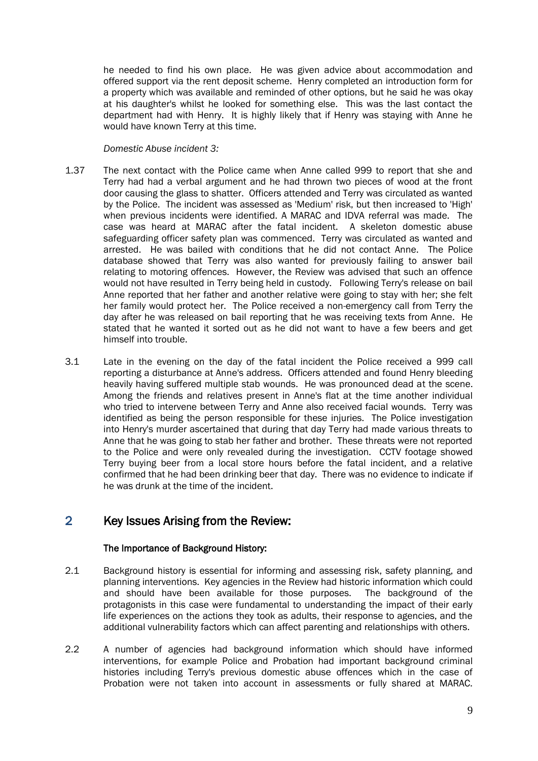he needed to find his own place. He was given advice about accommodation and offered support via the rent deposit scheme. Henry completed an introduction form for a property which was available and reminded of other options, but he said he was okay at his daughter's whilst he looked for something else. This was the last contact the department had with Henry. It is highly likely that if Henry was staying with Anne he would have known Terry at this time.

*Domestic Abuse incident 3:*

1.37 The next contact with the Police came when Anne called 999 to report that she and Terry had had a verbal argument and he had thrown two pieces of wood at the front door causing the glass to shatter. Officers attended and Terry was circulated as wanted by the Police. The incident was assessed as 'Medium' risk, but then increased to 'High' when previous incidents were identified. A MARAC and IDVA referral was made. The case was heard at MARAC after the fatal incident. A skeleton domestic abuse safeguarding officer safety plan was commenced. Terry was circulated as wanted and arrested. He was bailed with conditions that he did not contact Anne. The Police database showed that Terry was also wanted for previously failing to answer bail relating to motoring offences. However, the Review was advised that such an offence would not have resulted in Terry being held in custody. Following Terry's release on bail Anne reported that her father and another relative were going to stay with her; she felt her family would protect her. The Police received a non-emergency call from Terry the day after he was released on bail reporting that he was receiving texts from Anne. He stated that he wanted it sorted out as he did not want to have a few beers and get himself into trouble.

3.1 Late in the evening on the day of the fatal incident the Police received a 999 call reporting a disturbance at Anne's address. Officers attended and found Henry bleeding heavily having suffered multiple stab wounds. He was pronounced dead at the scene. Among the friends and relatives present in Anne's flat at the time another individual who tried to intervene between Terry and Anne also received facial wounds. Terry was identified as being the person responsible for these injuries. The Police investigation into Henry's murder ascertained that during that day Terry had made various threats to Anne that he was going to stab her father and brother. These threats were not reported to the Police and were only revealed during the investigation. CCTV footage showed Terry buying beer from a local store hours before the fatal incident, and a relative confirmed that he had been drinking beer that day. There was no evidence to indicate if he was drunk at the time of the incident.

## 2 Key Issues Arising from the Review:

### The Importance of Background History:

2.1 Background history is essential for informing and assessing risk, safety planning, and planning interventions. Key agencies in the Review had historic information which could and should have been available for those purposes. The background of the protagonists in this case were fundamental to understanding the impact of their early life experiences on the actions they took as adults, their response to agencies, and the additional vulnerability factors which can affect parenting and relationships with others.

2.2 A number of agencies had background information which should have informed interventions, for example Police and Probation had important background criminal histories including Terry's previous domestic abuse offences which in the case of Probation were not taken into account in assessments or fully shared at MARAC.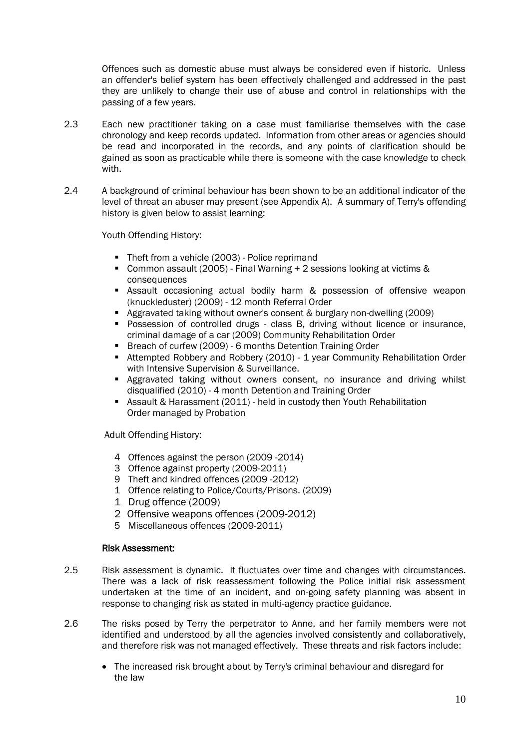Offences such as domestic abuse must always be considered even if historic. Unless an offender's belief system has been effectively challenged and addressed in the past they are unlikely to change their use of abuse and control in relationships with the passing of a few years.

2.3 Each new practitioner taking on a case must familiarise themselves with the case chronology and keep records updated. Information from other areas or agencies should be read and incorporated in the records, and any points of clarification should be gained as soon as practicable while there is someone with the case knowledge to check with.

2.4 A background of criminal behaviour has been shown to be an additional indicator of the level of threat an abuser may present (see Appendix A). A summary of Terry's offending history is given below to assist learning:

Youth Offending History:

- Theft from a vehicle (2003) - Police reprimand
- Common assault (2005) - Final Warning + 2 sessions looking at victims & consequences
- Assault occasioning actual bodily harm & possession of offensive weapon (knuckleduster) (2009) - 12 month Referral Order
- Aggravated taking without owner's consent & burglary non-dwelling (2009)
- Possession of controlled drugs - class B, driving without licence or insurance, criminal damage of a car (2009) Community Rehabilitation Order
- Breach of curfew (2009) - 6 months Detention Training Order
- Attempted Robbery and Robbery (2010) - 1 year Community Rehabilitation Order with Intensive Supervision & Surveillance.
- Aggravated taking without owners consent, no insurance and driving whilst disqualified (2010) - 4 month Detention and Training Order
- Assault & Harassment (2011) - held in custody then Youth Rehabilitation Order managed by Probation

Adult Offending History:

- 4 Offences against the person (2009 -2014)
- 3 Offence against property (2009-2011)
- 9 Theft and kindred offences (2009 -2012)
- 1 Offence relating to Police/Courts/Prisons. (2009)
- 1 Drug offence (2009)
- 2 Offensive weapons offences (2009-2012)
- 5 Miscellaneous offences (2009-2011)

**Risk Assessment:**

2.5 Risk assessment is dynamic. It fluctuates over time and changes with circumstances. There was a lack of risk reassessment following the Police initial risk assessment undertaken at the time of an incident, and on-going safety planning was absent in response to changing risk as stated in multi-agency practice guidance.

2.6 The risks posed by Terry the perpetrator to Anne, and her family members were not identified and understood by all the agencies involved consistently and collaboratively, and therefore risk was not managed effectively. These threats and risk factors include:

- The increased risk brought about by Terry's criminal behaviour and disregard for the law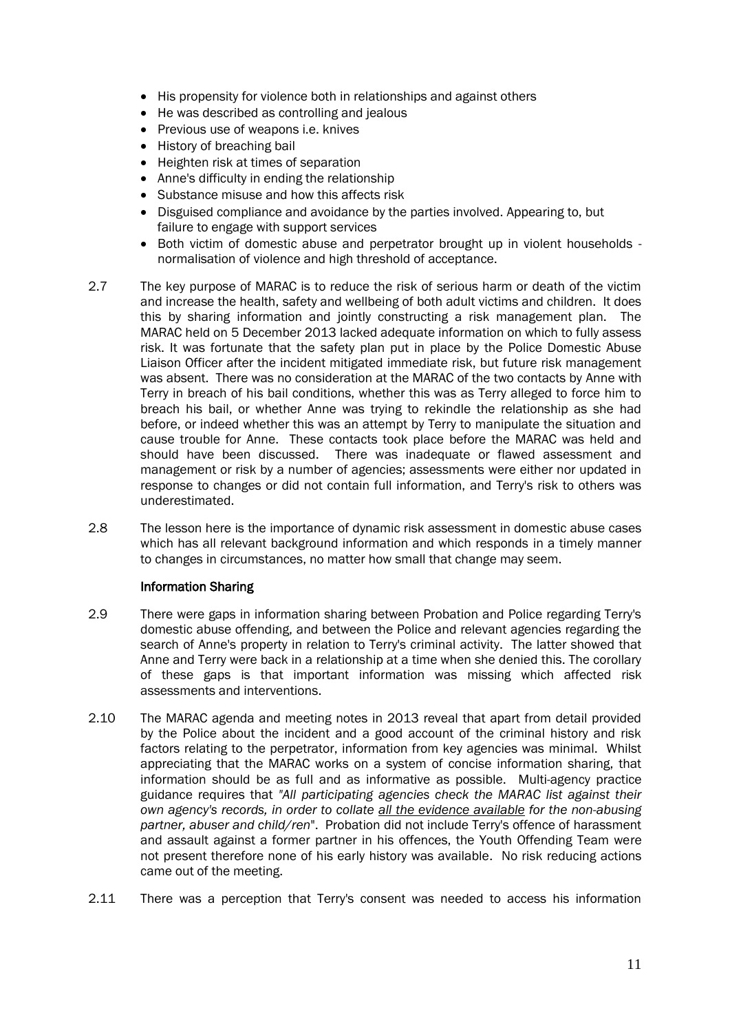- His propensity for violence both in relationships and against others
- He was described as controlling and jealous
- Previous use of weapons i.e. knives
- History of breaching bail
- Heighten risk at times of separation
- Anne's difficulty in ending the relationship
- Substance misuse and how this affects risk
- Disguised compliance and avoidance by the parties involved. Appearing to, but failure to engage with support services
- Both victim of domestic abuse and perpetrator brought up in violent households - normalisation of violence and high threshold of acceptance.

2.7 The key purpose of MARAC is to reduce the risk of serious harm or death of the victim and increase the health, safety and wellbeing of both adult victims and children. It does this by sharing information and jointly constructing a risk management plan. The MARAC held on 5 December 2013 lacked adequate information on which to fully assess risk. It was fortunate that the safety plan put in place by the Police Domestic Abuse Liaison Officer after the incident mitigated immediate risk, but future risk management was absent. There was no consideration at the MARAC of the two contacts by Anne with Terry in breach of his bail conditions, whether this was as Terry alleged to force him to breach his bail, or whether Anne was trying to rekindle the relationship as she had before, or indeed whether this was an attempt by Terry to manipulate the situation and cause trouble for Anne. These contacts took place before the MARAC was held and should have been discussed. There was inadequate or flawed assessment and management or risk by a number of agencies; assessments were either nor updated in response to changes or did not contain full information, and Terry's risk to others was underestimated.

2.8 The lesson here is the importance of dynamic risk assessment in domestic abuse cases which has all relevant background information and which responds in a timely manner to changes in circumstances, no matter how small that change may seem.

**Information Sharing**

2.9 There were gaps in information sharing between Probation and Police regarding Terry's domestic abuse offending, and between the Police and relevant agencies regarding the search of Anne's property in relation to Terry's criminal activity. The latter showed that Anne and Terry were back in a relationship at a time when she denied this. The corollary of these gaps is that important information was missing which affected risk assessments and interventions.

2.10 The MARAC agenda and meeting notes in 2013 reveal that apart from detail provided by the Police about the incident and a good account of the criminal history and risk factors relating to the perpetrator, information from key agencies was minimal. Whilst appreciating that the MARAC works on a system of concise information sharing, that information should be as full and as informative as possible. Multi-agency practice guidance requires that *"All participating agencies check the MARAC list against their own agency's records, in order to collate all the evidence available for the non-abusing partner, abuser and child/ren"*. Probation did not include Terry's offence of harassment and assault against a former partner in his offences, the Youth Offending Team were not present therefore none of his early history was available. No risk reducing actions came out of the meeting.

2.11 There was a perception that Terry's consent was needed to access his information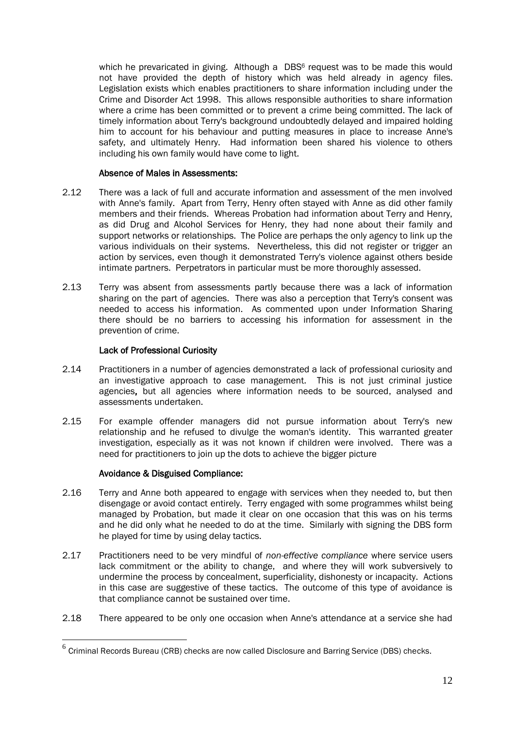which he prevaricated in giving. Although a DBS[6] request was to be made this would not have provided the depth of history which was held already in agency files. Legislation exists which enables practitioners to share information including under the Crime and Disorder Act 1998. This allows responsible authorities to share information where a crime has been committed or to prevent a crime being committed. The lack of timely information about Terry's background undoubtedly delayed and impaired holding him to account for his behaviour and putting measures in place to increase Anne's safety, and ultimately Henry. Had information been shared his violence to others including his own family would have come to light.

**Absence of Males in Assessments:**

2.12 There was a lack of full and accurate information and assessment of the men involved with Anne's family. Apart from Terry, Henry often stayed with Anne as did other family members and their friends. Whereas Probation had information about Terry and Henry, as did Drug and Alcohol Services for Henry, they had none about their family and support networks or relationships. The Police are perhaps the only agency to link up the various individuals on their systems. Nevertheless, this did not register or trigger an action by services, even though it demonstrated Terry's violence against others beside intimate partners. Perpetrators in particular must be more thoroughly assessed.

2.13 Terry was absent from assessments partly because there was a lack of information sharing on the part of agencies. There was also a perception that Terry's consent was needed to access his information. As commented upon under Information Sharing there should be no barriers to accessing his information for assessment in the prevention of crime.

**Lack of Professional Curiosity**

2.14 Practitioners in a number of agencies demonstrated a lack of professional curiosity and an investigative approach to case management. This is not just criminal justice agencies**,** but all agencies where information needs to be sourced, analysed and assessments undertaken.

2.15 For example offender managers did not pursue information about Terry's new relationship and he refused to divulge the woman's identity. This warranted greater investigation, especially as it was not known if children were involved. There was a need for practitioners to join up the dots to achieve the bigger picture

**Avoidance & Disguised Compliance:**

2.16 Terry and Anne both appeared to engage with services when they needed to, but then disengage or avoid contact entirely. Terry engaged with some programmes whilst being managed by Probation, but made it clear on one occasion that this was on his terms and he did only what he needed to do at the time. Similarly with signing the DBS form he played for time by using delay tactics.

2.17 Practitioners need to be very mindful of *non-effective compliance* where service users lack commitment or the ability to change, and where they will work subversively to undermine the process by concealment, superficiality, dishonesty or incapacity. Actions in this case are suggestive of these tactics. The outcome of this type of avoidance is that compliance cannot be sustained over time.

2.18 There appeared to be only one occasion when Anne's attendance at a service she had

[6] Criminal Records Bureau (CRB) checks are now called Disclosure and Barring Service (DBS) checks.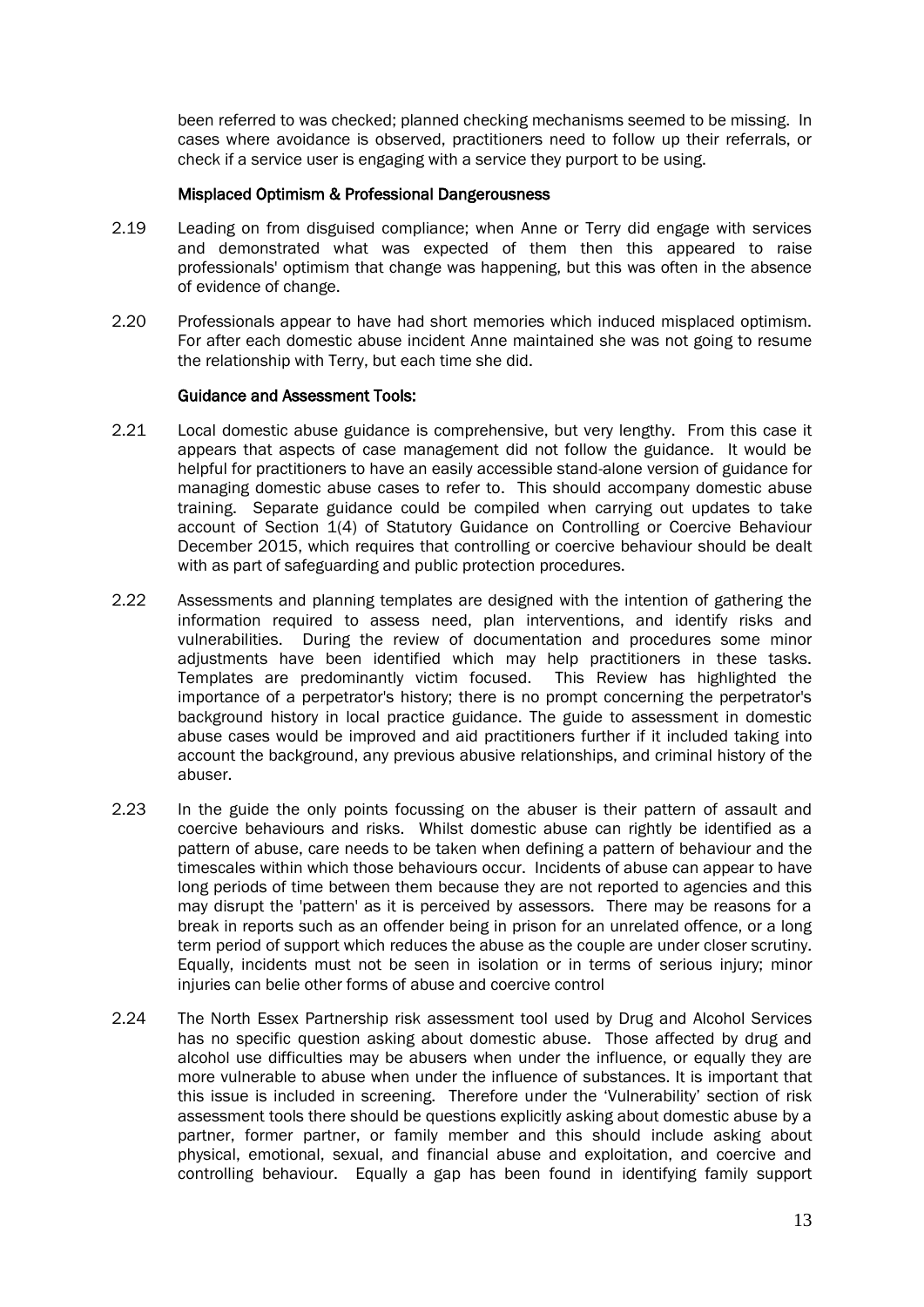been referred to was checked; planned checking mechanisms seemed to be missing. In cases where avoidance is observed, practitioners need to follow up their referrals, or check if a service user is engaging with a service they purport to be using.

### Misplaced Optimism & Professional Dangerousness

2.19 Leading on from disguised compliance; when Anne or Terry did engage with services and demonstrated what was expected of them then this appeared to raise professionals' optimism that change was happening, but this was often in the absence of evidence of change.

2.20 Professionals appear to have had short memories which induced misplaced optimism. For after each domestic abuse incident Anne maintained she was not going to resume the relationship with Terry, but each time she did.

### Guidance and Assessment Tools:

2.21 Local domestic abuse guidance is comprehensive, but very lengthy. From this case it appears that aspects of case management did not follow the guidance. It would be helpful for practitioners to have an easily accessible stand-alone version of guidance for managing domestic abuse cases to refer to. This should accompany domestic abuse training. Separate guidance could be compiled when carrying out updates to take account of Section 1(4) of Statutory Guidance on Controlling or Coercive Behaviour December 2015, which requires that controlling or coercive behaviour should be dealt with as part of safeguarding and public protection procedures.

2.22 Assessments and planning templates are designed with the intention of gathering the information required to assess need, plan interventions, and identify risks and vulnerabilities. During the review of documentation and procedures some minor adjustments have been identified which may help practitioners in these tasks. Templates are predominantly victim focused. This Review has highlighted the importance of a perpetrator's history; there is no prompt concerning the perpetrator's background history in local practice guidance. The guide to assessment in domestic abuse cases would be improved and aid practitioners further if it included taking into account the background, any previous abusive relationships, and criminal history of the abuser.

2.23 In the guide the only points focussing on the abuser is their pattern of assault and coercive behaviours and risks. Whilst domestic abuse can rightly be identified as a pattern of abuse, care needs to be taken when defining a pattern of behaviour and the timescales within which those behaviours occur. Incidents of abuse can appear to have long periods of time between them because they are not reported to agencies and this may disrupt the 'pattern' as it is perceived by assessors. There may be reasons for a break in reports such as an offender being in prison for an unrelated offence, or a long term period of support which reduces the abuse as the couple are under closer scrutiny. Equally, incidents must not be seen in isolation or in terms of serious injury; minor injuries can belie other forms of abuse and coercive control

2.24 The North Essex Partnership risk assessment tool used by Drug and Alcohol Services has no specific question asking about domestic abuse. Those affected by drug and alcohol use difficulties may be abusers when under the influence, or equally they are more vulnerable to abuse when under the influence of substances. It is important that this issue is included in screening. Therefore under the 'Vulnerability' section of risk assessment tools there should be questions explicitly asking about domestic abuse by a partner, former partner, or family member and this should include asking about physical, emotional, sexual, and financial abuse and exploitation, and coercive and controlling behaviour. Equally a gap has been found in identifying family support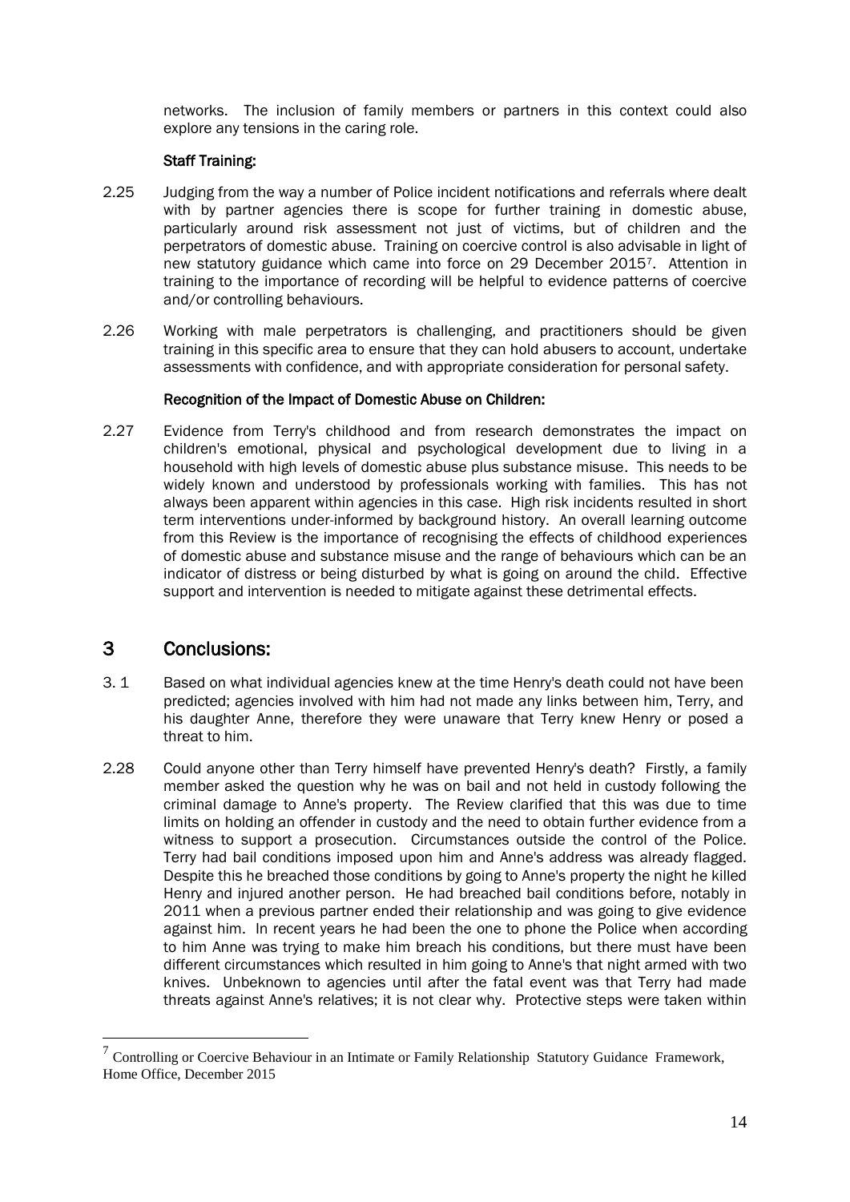networks. The inclusion of family members or partners in this context could also explore any tensions in the caring role.

**Staff Training:**

2.25 Judging from the way a number of Police incident notifications and referrals where dealt with by partner agencies there is scope for further training in domestic abuse, particularly around risk assessment not just of victims, but of children and the perpetrators of domestic abuse. Training on coercive control is also advisable in light of new statutory guidance which came into force on 29 December 2015[7]. Attention in training to the importance of recording will be helpful to evidence patterns of coercive and/or controlling behaviours.

2.26 Working with male perpetrators is challenging, and practitioners should be given training in this specific area to ensure that they can hold abusers to account, undertake assessments with confidence, and with appropriate consideration for personal safety.

**Recognition of the Impact of Domestic Abuse on Children:**

2.27 Evidence from Terry's childhood and from research demonstrates the impact on children's emotional, physical and psychological development due to living in a household with high levels of domestic abuse plus substance misuse. This needs to be widely known and understood by professionals working with families. This has not always been apparent within agencies in this case. High risk incidents resulted in short term interventions under-informed by background history. An overall learning outcome from this Review is the importance of recognising the effects of childhood experiences of domestic abuse and substance misuse and the range of behaviours which can be an indicator of distress or being disturbed by what is going on around the child. Effective support and intervention is needed to mitigate against these detrimental effects.

## 3 Conclusions:

3. 1 Based on what individual agencies knew at the time Henry's death could not have been predicted; agencies involved with him had not made any links between him, Terry, and his daughter Anne, therefore they were unaware that Terry knew Henry or posed a threat to him.

2.28 Could anyone other than Terry himself have prevented Henry's death? Firstly, a family member asked the question why he was on bail and not held in custody following the criminal damage to Anne's property. The Review clarified that this was due to time limits on holding an offender in custody and the need to obtain further evidence from a witness to support a prosecution. Circumstances outside the control of the Police. Terry had bail conditions imposed upon him and Anne's address was already flagged. Despite this he breached those conditions by going to Anne's property the night he killed Henry and injured another person. He had breached bail conditions before, notably in 2011 when a previous partner ended their relationship and was going to give evidence against him. In recent years he had been the one to phone the Police when according to him Anne was trying to make him breach his conditions, but there must have been different circumstances which resulted in him going to Anne's that night armed with two knives. Unbeknown to agencies until after the fatal event was that Terry had made threats against Anne's relatives; it is not clear why. Protective steps were taken within

---

[7] Controlling or Coercive Behaviour in an Intimate or Family Relationship Statutory Guidance Framework, Home Office, December 2015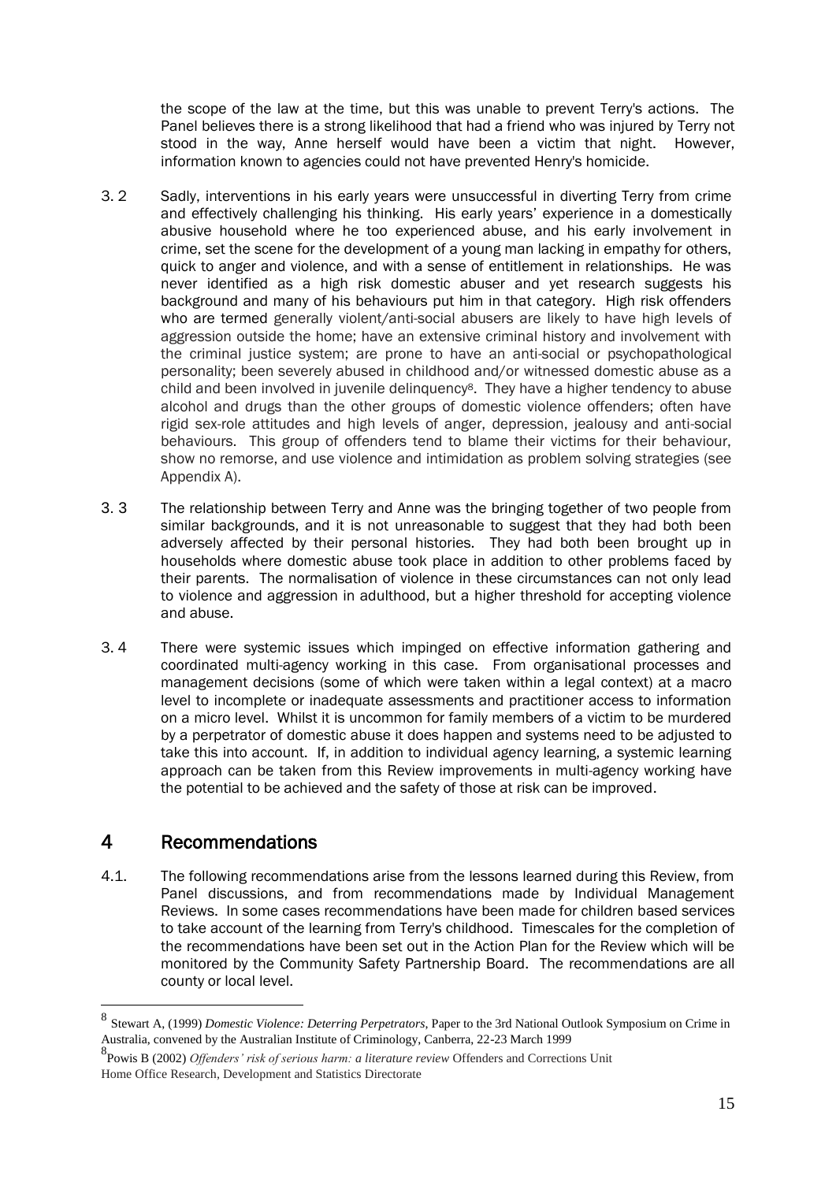the scope of the law at the time, but this was unable to prevent Terry's actions. The Panel believes there is a strong likelihood that had a friend who was injured by Terry not stood in the way, Anne herself would have been a victim that night. However, information known to agencies could not have prevented Henry's homicide.

3. 2 Sadly, interventions in his early years were unsuccessful in diverting Terry from crime and effectively challenging his thinking. His early years' experience in a domestically abusive household where he too experienced abuse, and his early involvement in crime, set the scene for the development of a young man lacking in empathy for others, quick to anger and violence, and with a sense of entitlement in relationships. He was never identified as a high risk domestic abuser and yet research suggests his background and many of his behaviours put him in that category. High risk offenders who are termed generally violent/anti-social abusers are likely to have high levels of aggression outside the home; have an extensive criminal history and involvement with the criminal justice system; are prone to have an anti-social or psychopathological personality; been severely abused in childhood and/or witnessed domestic abuse as a child and been involved in juvenile delinquency[8]. They have a higher tendency to abuse alcohol and drugs than the other groups of domestic violence offenders; often have rigid sex-role attitudes and high levels of anger, depression, jealousy and anti-social behaviours. This group of offenders tend to blame their victims for their behaviour, show no remorse, and use violence and intimidation as problem solving strategies (see Appendix A).

3. 3 The relationship between Terry and Anne was the bringing together of two people from similar backgrounds, and it is not unreasonable to suggest that they had both been adversely affected by their personal histories. They had both been brought up in households where domestic abuse took place in addition to other problems faced by their parents. The normalisation of violence in these circumstances can not only lead to violence and aggression in adulthood, but a higher threshold for accepting violence and abuse.

3. 4 There were systemic issues which impinged on effective information gathering and coordinated multi-agency working in this case. From organisational processes and management decisions (some of which were taken within a legal context) at a macro level to incomplete or inadequate assessments and practitioner access to information on a micro level. Whilst it is uncommon for family members of a victim to be murdered by a perpetrator of domestic abuse it does happen and systems need to be adjusted to take this into account. If, in addition to individual agency learning, a systemic learning approach can be taken from this Review improvements in multi-agency working have the potential to be achieved and the safety of those at risk can be improved.

## 4 Recommendations

4.1. The following recommendations arise from the lessons learned during this Review, from Panel discussions, and from recommendations made by Individual Management Reviews. In some cases recommendations have been made for children based services to take account of the learning from Terry's childhood. Timescales for the completion of the recommendations have been set out in the Action Plan for the Review which will be monitored by the Community Safety Partnership Board. The recommendations are all county or local level.

---

[8] Stewart A, (1999) *Domestic Violence: Deterring Perpetrators*, Paper to the 3rd National Outlook Symposium on Crime in Australia, convened by the Australian Institute of Criminology, Canberra, 22-23 March 1999

[8] Powis B (2002) *Offenders' risk of serious harm: a literature review* Offenders and Corrections Unit Home Office Research, Development and Statistics Directorate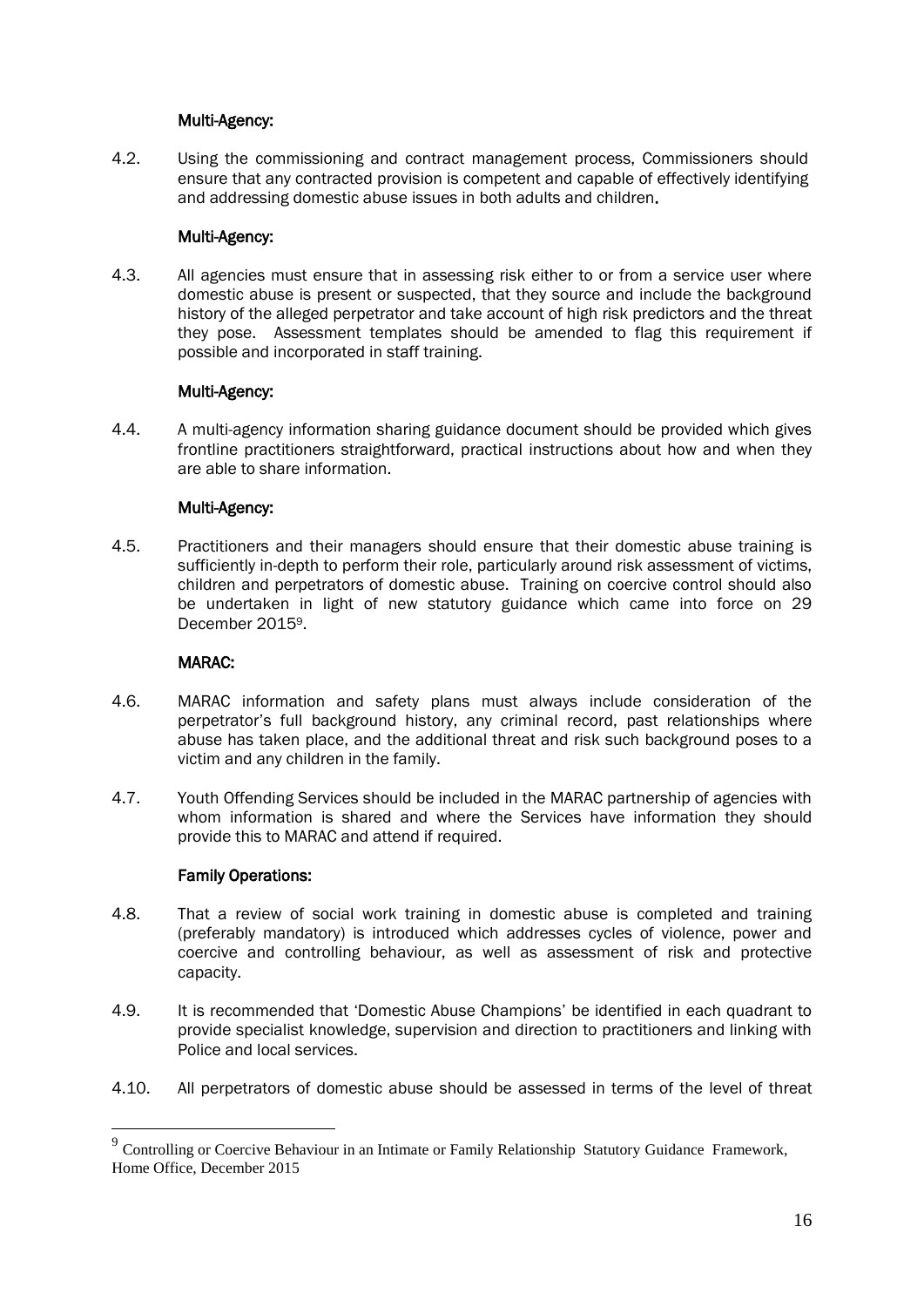**Multi-Agency:**

4.2. Using the commissioning and contract management process, Commissioners should ensure that any contracted provision is competent and capable of effectively identifying and addressing domestic abuse issues in both adults and children.

**Multi-Agency:**

4.3. All agencies must ensure that in assessing risk either to or from a service user where domestic abuse is present or suspected, that they source and include the background history of the alleged perpetrator and take account of high risk predictors and the threat they pose. Assessment templates should be amended to flag this requirement if possible and incorporated in staff training.

**Multi-Agency:**

4.4. A multi-agency information sharing guidance document should be provided which gives frontline practitioners straightforward, practical instructions about how and when they are able to share information.

**Multi-Agency:**

4.5. Practitioners and their managers should ensure that their domestic abuse training is sufficiently in-depth to perform their role, particularly around risk assessment of victims, children and perpetrators of domestic abuse. Training on coercive control should also be undertaken in light of new statutory guidance which came into force on 29 December 2015[9].

**MARAC:**

4.6. MARAC information and safety plans must always include consideration of the perpetrator's full background history, any criminal record, past relationships where abuse has taken place, and the additional threat and risk such background poses to a victim and any children in the family.

4.7. Youth Offending Services should be included in the MARAC partnership of agencies with whom information is shared and where the Services have information they should provide this to MARAC and attend if required.

**Family Operations:**

4.8. That a review of social work training in domestic abuse is completed and training (preferably mandatory) is introduced which addresses cycles of violence, power and coercive and controlling behaviour, as well as assessment of risk and protective capacity.

4.9. It is recommended that 'Domestic Abuse Champions' be identified in each quadrant to provide specialist knowledge, supervision and direction to practitioners and linking with Police and local services.

4.10. All perpetrators of domestic abuse should be assessed in terms of the level of threat

---

[9] Controlling or Coercive Behaviour in an Intimate or Family Relationship Statutory Guidance Framework, Home Office, December 2015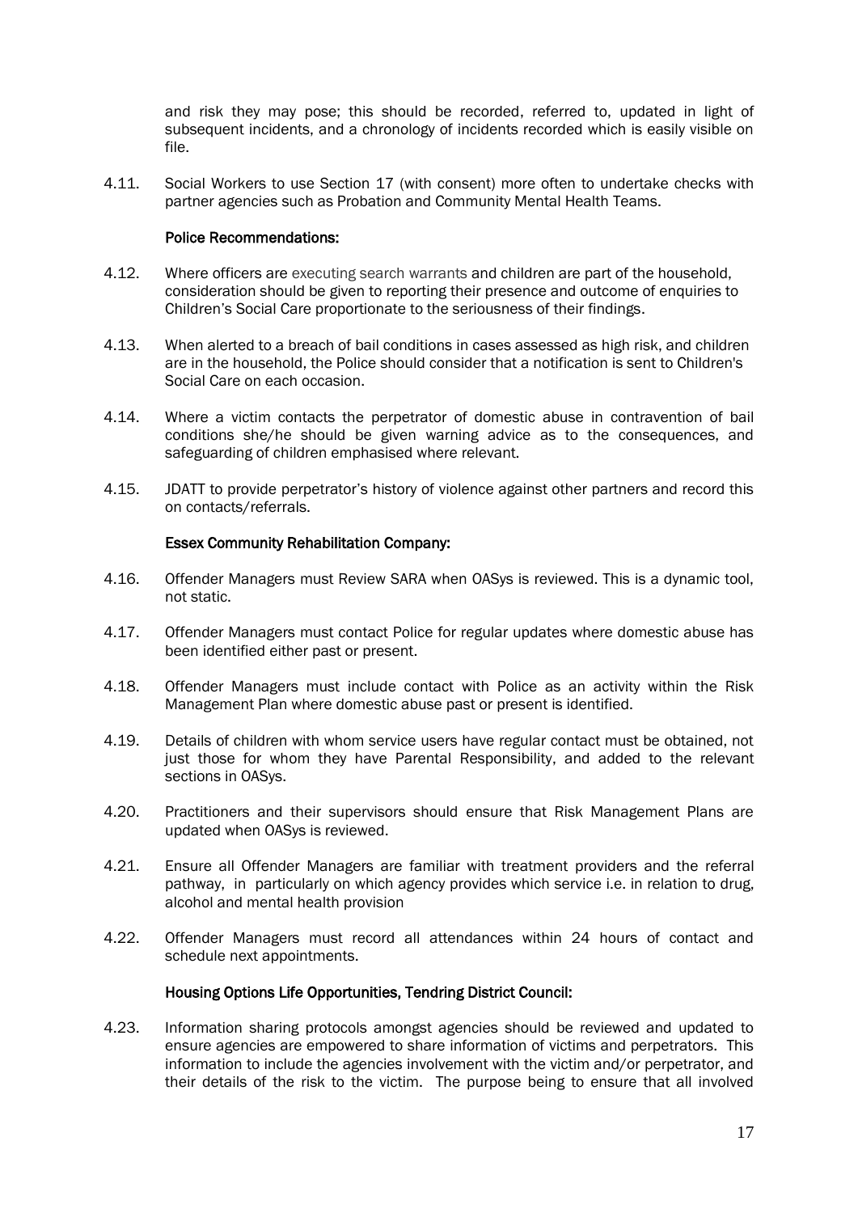and risk they may pose; this should be recorded, referred to, updated in light of subsequent incidents, and a chronology of incidents recorded which is easily visible on file.

4.11. Social Workers to use Section 17 (with consent) more often to undertake checks with partner agencies such as Probation and Community Mental Health Teams.

### Police Recommendations:

4.12. Where officers are executing search warrants and children are part of the household, consideration should be given to reporting their presence and outcome of enquiries to Children's Social Care proportionate to the seriousness of their findings.

4.13. When alerted to a breach of bail conditions in cases assessed as high risk, and children are in the household, the Police should consider that a notification is sent to Children's Social Care on each occasion.

4.14. Where a victim contacts the perpetrator of domestic abuse in contravention of bail conditions she/he should be given warning advice as to the consequences, and safeguarding of children emphasised where relevant.

4.15. JDATT to provide perpetrator's history of violence against other partners and record this on contacts/referrals.

### Essex Community Rehabilitation Company:

4.16. Offender Managers must Review SARA when OASys is reviewed. This is a dynamic tool, not static.

4.17. Offender Managers must contact Police for regular updates where domestic abuse has been identified either past or present.

4.18. Offender Managers must include contact with Police as an activity within the Risk Management Plan where domestic abuse past or present is identified.

4.19. Details of children with whom service users have regular contact must be obtained, not just those for whom they have Parental Responsibility, and added to the relevant sections in OASys.

4.20. Practitioners and their supervisors should ensure that Risk Management Plans are updated when OASys is reviewed.

4.21. Ensure all Offender Managers are familiar with treatment providers and the referral pathway, in particularly on which agency provides which service i.e. in relation to drug, alcohol and mental health provision

4.22. Offender Managers must record all attendances within 24 hours of contact and schedule next appointments.

### Housing Options Life Opportunities, Tendring District Council:

4.23. Information sharing protocols amongst agencies should be reviewed and updated to ensure agencies are empowered to share information of victims and perpetrators. This information to include the agencies involvement with the victim and/or perpetrator, and their details of the risk to the victim. The purpose being to ensure that all involved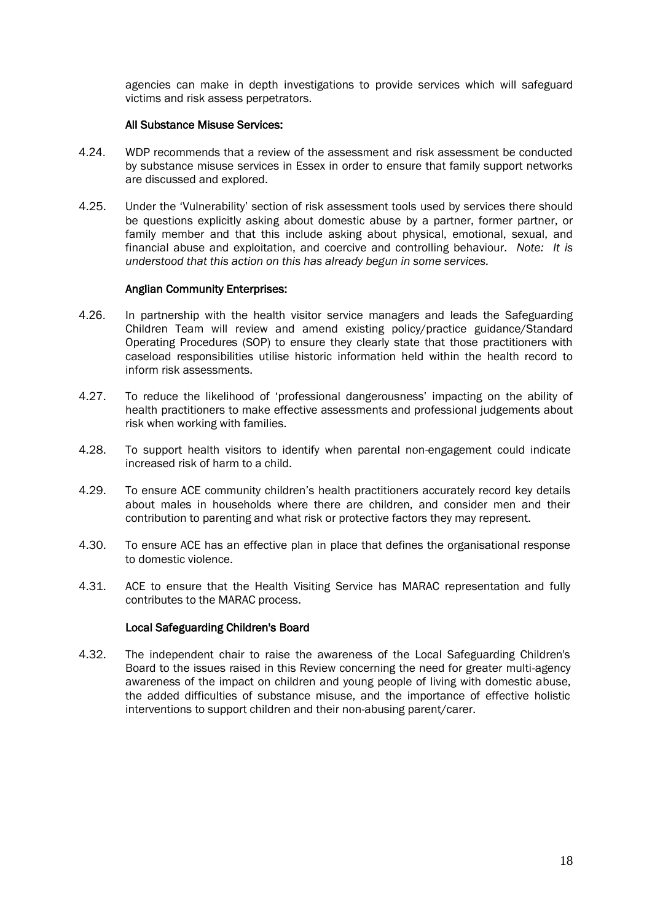agencies can make in depth investigations to provide services which will safeguard victims and risk assess perpetrators.

**All Substance Misuse Services:**

4.24. WDP recommends that a review of the assessment and risk assessment be conducted by substance misuse services in Essex in order to ensure that family support networks are discussed and explored.

4.25. Under the 'Vulnerability' section of risk assessment tools used by services there should be questions explicitly asking about domestic abuse by a partner, former partner, or family member and that this include asking about physical, emotional, sexual, and financial abuse and exploitation, and coercive and controlling behaviour. *Note: It is understood that this action on this has already begun in some services.*

**Anglian Community Enterprises:**

4.26. In partnership with the health visitor service managers and leads the Safeguarding Children Team will review and amend existing policy/practice guidance/Standard Operating Procedures (SOP) to ensure they clearly state that those practitioners with caseload responsibilities utilise historic information held within the health record to inform risk assessments.

4.27. To reduce the likelihood of 'professional dangerousness' impacting on the ability of health practitioners to make effective assessments and professional judgements about risk when working with families.

4.28. To support health visitors to identify when parental non-engagement could indicate increased risk of harm to a child.

4.29. To ensure ACE community children's health practitioners accurately record key details about males in households where there are children, and consider men and their contribution to parenting and what risk or protective factors they may represent.

4.30. To ensure ACE has an effective plan in place that defines the organisational response to domestic violence.

4.31. ACE to ensure that the Health Visiting Service has MARAC representation and fully contributes to the MARAC process.

**Local Safeguarding Children's Board**

4.32. The independent chair to raise the awareness of the Local Safeguarding Children's Board to the issues raised in this Review concerning the need for greater multi-agency awareness of the impact on children and young people of living with domestic abuse, the added difficulties of substance misuse, and the importance of effective holistic interventions to support children and their non-abusing parent/carer.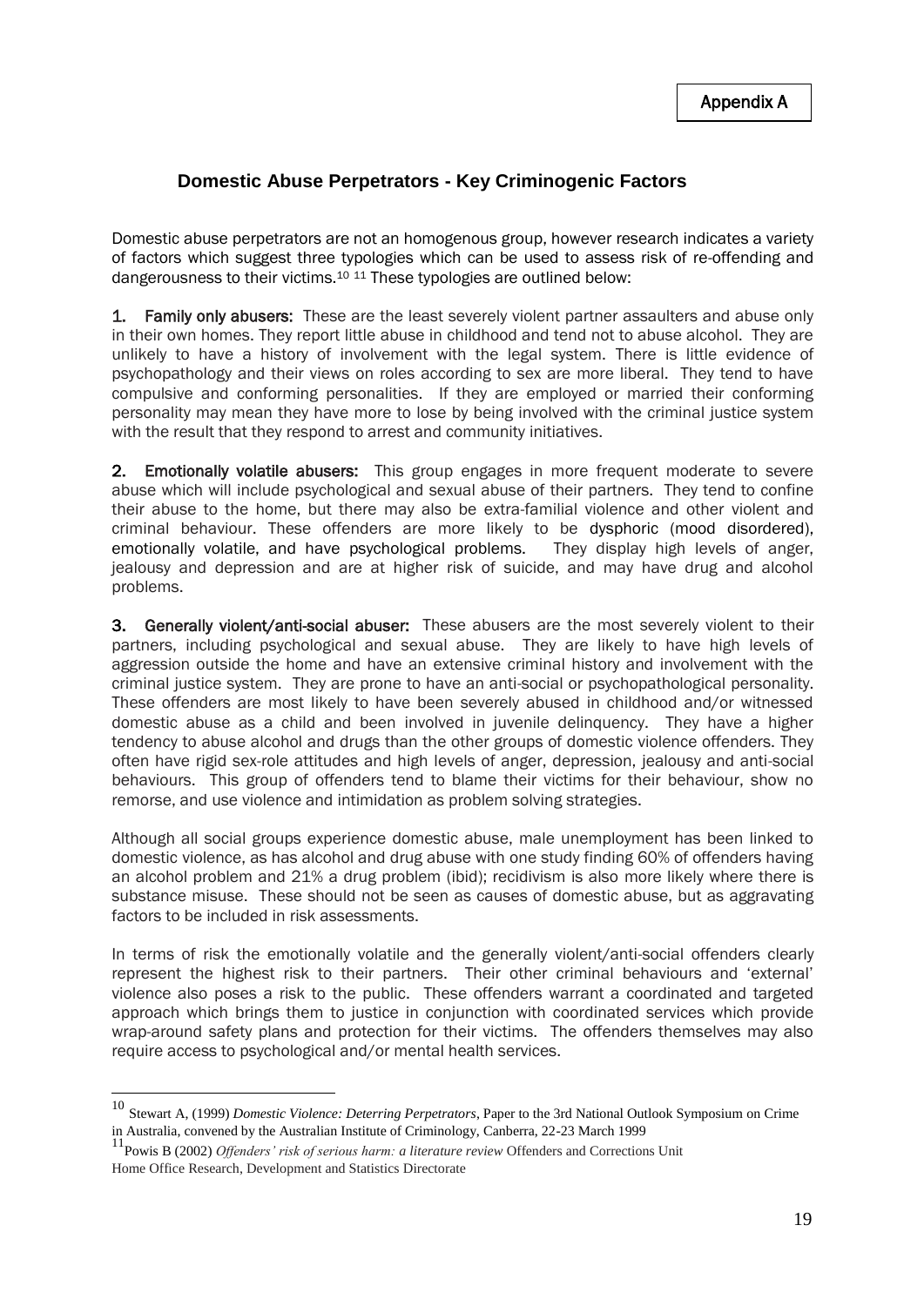Appendix A

## Domestic Abuse Perpetrators - Key Criminogenic Factors

Domestic abuse perpetrators are not an homogenous group, however research indicates a variety of factors which suggest three typologies which can be used to assess risk of re-offending and dangerousness to their victims.[10] [11] These typologies are outlined below:

**1. Family only abusers:** These are the least severely violent partner assaulters and abuse only in their own homes. They report little abuse in childhood and tend not to abuse alcohol. They are unlikely to have a history of involvement with the legal system. There is little evidence of psychopathology and their views on roles according to sex are more liberal. They tend to have compulsive and conforming personalities. If they are employed or married their conforming personality may mean they have more to lose by being involved with the criminal justice system with the result that they respond to arrest and community initiatives.

**2. Emotionally volatile abusers:** This group engages in more frequent moderate to severe abuse which will include psychological and sexual abuse of their partners. They tend to confine their abuse to the home, but there may also be extra-familial violence and other violent and criminal behaviour. These offenders are more likely to be dysphoric (mood disordered), emotionally volatile, and have psychological problems. They display high levels of anger, jealousy and depression and are at higher risk of suicide, and may have drug and alcohol problems.

**3. Generally violent/anti-social abuser:** These abusers are the most severely violent to their partners, including psychological and sexual abuse. They are likely to have high levels of aggression outside the home and have an extensive criminal history and involvement with the criminal justice system. They are prone to have an anti-social or psychopathological personality. These offenders are most likely to have been severely abused in childhood and/or witnessed domestic abuse as a child and been involved in juvenile delinquency. They have a higher tendency to abuse alcohol and drugs than the other groups of domestic violence offenders. They often have rigid sex-role attitudes and high levels of anger, depression, jealousy and anti-social behaviours. This group of offenders tend to blame their victims for their behaviour, show no remorse, and use violence and intimidation as problem solving strategies.

Although all social groups experience domestic abuse, male unemployment has been linked to domestic violence, as has alcohol and drug abuse with one study finding 60% of offenders having an alcohol problem and 21% a drug problem (ibid); recidivism is also more likely where there is substance misuse. These should not be seen as causes of domestic abuse, but as aggravating factors to be included in risk assessments.

In terms of risk the emotionally volatile and the generally violent/anti-social offenders clearly represent the highest risk to their partners. Their other criminal behaviours and 'external' violence also poses a risk to the public. These offenders warrant a coordinated and targeted approach which brings them to justice in conjunction with coordinated services which provide wrap-around safety plans and protection for their victims. The offenders themselves may also require access to psychological and/or mental health services.

---

[10] Stewart A, (1999) *Domestic Violence: Deterring Perpetrators*, Paper to the 3rd National Outlook Symposium on Crime in Australia, convened by the Australian Institute of Criminology, Canberra, 22-23 March 1999

[11] Powis B (2002) *Offenders' risk of serious harm: a literature review* Offenders and Corrections Unit Home Office Research, Development and Statistics Directorate